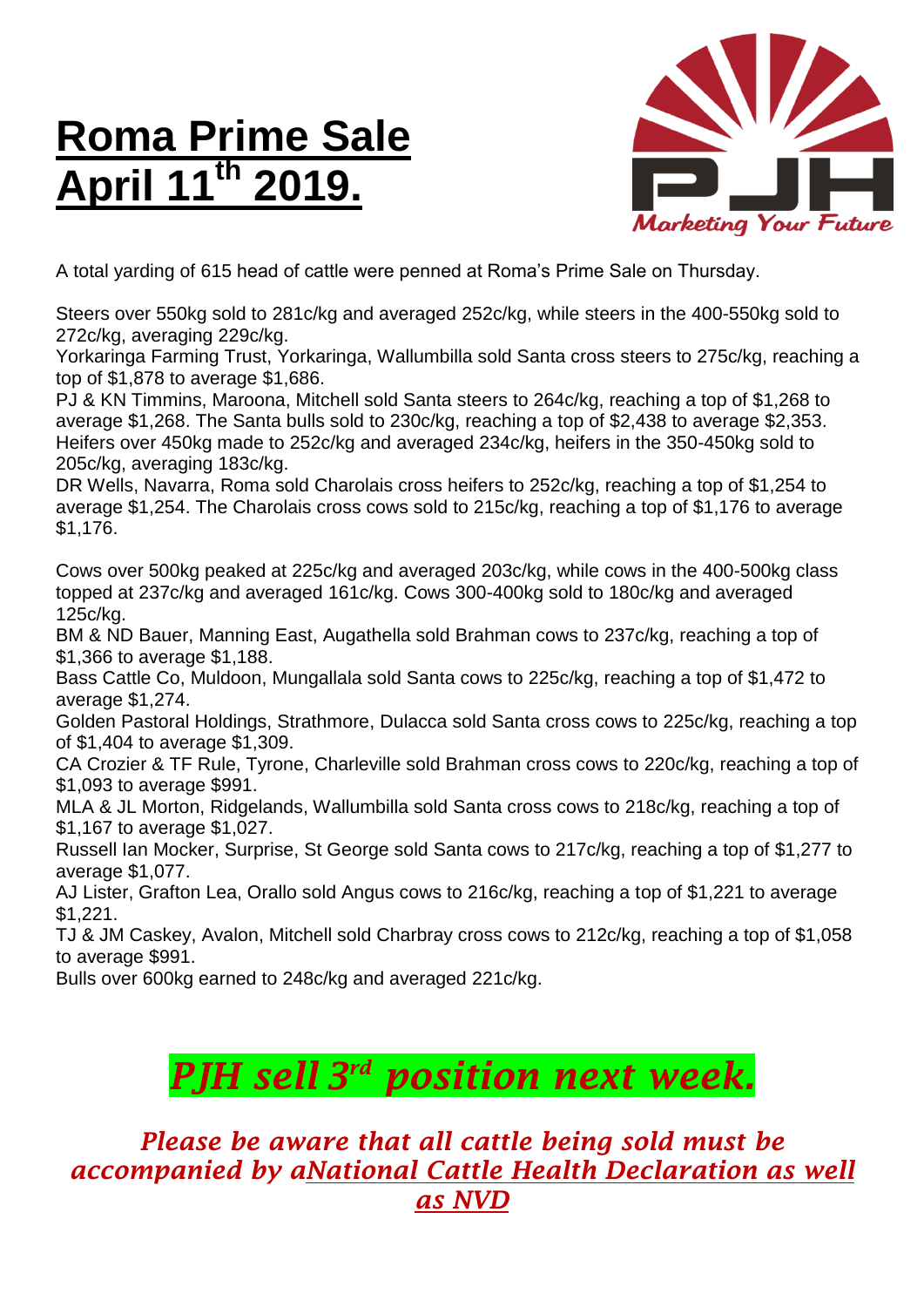# Roma Prime Sale April 11th 2019.

Marketing Your Future

A total yarding of 615 head of cattle were penned at Roma's Prime Sale on Thursday.

Steers over 550kg sold to 281c/kg and averaged 252c/kg, while steers in the 400-550kg sold to 272c/kg, averaging 229c/kg.
Yorkaringa Farming Trust, Yorkaringa, Wallumbilla sold Santa cross steers to 275c/kg, reaching a top of $1,878 to average $1,686.
PJ & KN Timmins, Maroona, Mitchell sold Santa steers to 264c/kg, reaching a top of $1,268 to average $1,268. The Santa bulls sold to 230c/kg, reaching a top of $2,438 to average $2,353.
Heifers over 450kg made to 252c/kg and averaged 234c/kg, heifers in the 350-450kg sold to 205c/kg, averaging 183c/kg.
DR Wells, Navarra, Roma sold Charolais cross heifers to 252c/kg, reaching a top of $1,254 to average $1,254. The Charolais cross cows sold to 215c/kg, reaching a top of $1,176 to average $1,176.

Cows over 500kg peaked at 225c/kg and averaged 203c/kg, while cows in the 400-500kg class topped at 237c/kg and averaged 161c/kg. Cows 300-400kg sold to 180c/kg and averaged 125c/kg.
BM & ND Bauer, Manning East, Augathella sold Brahman cows to 237c/kg, reaching a top of $1,366 to average $1,188.
Bass Cattle Co, Muldoon, Mungallala sold Santa cows to 225c/kg, reaching a top of $1,472 to average $1,274.
Golden Pastoral Holdings, Strathmore, Dulacca sold Santa cross cows to 225c/kg, reaching a top of $1,404 to average $1,309.
CA Crozier & TF Rule, Tyrone, Charleville sold Brahman cross cows to 220c/kg, reaching a top of $1,093 to average $991.
MLA & JL Morton, Ridgelands, Wallumbilla sold Santa cross cows to 218c/kg, reaching a top of $1,167 to average $1,027.
Russell Ian Mocker, Surprise, St George sold Santa cows to 217c/kg, reaching a top of $1,277 to average $1,077.
AJ Lister, Grafton Lea, Orallo sold Angus cows to 216c/kg, reaching a top of $1,221 to average $1,221.
TJ & JM Caskey, Avalon, Mitchell sold Charbray cross cows to 212c/kg, reaching a top of $1,058 to average $991.
Bulls over 600kg earned to 248c/kg and averaged 221c/kg.

## *PJH sell 3rd position next week.*

*Please be aware that all cattle being sold must be accompanied by aNational Cattle Health Declaration as well as NVD*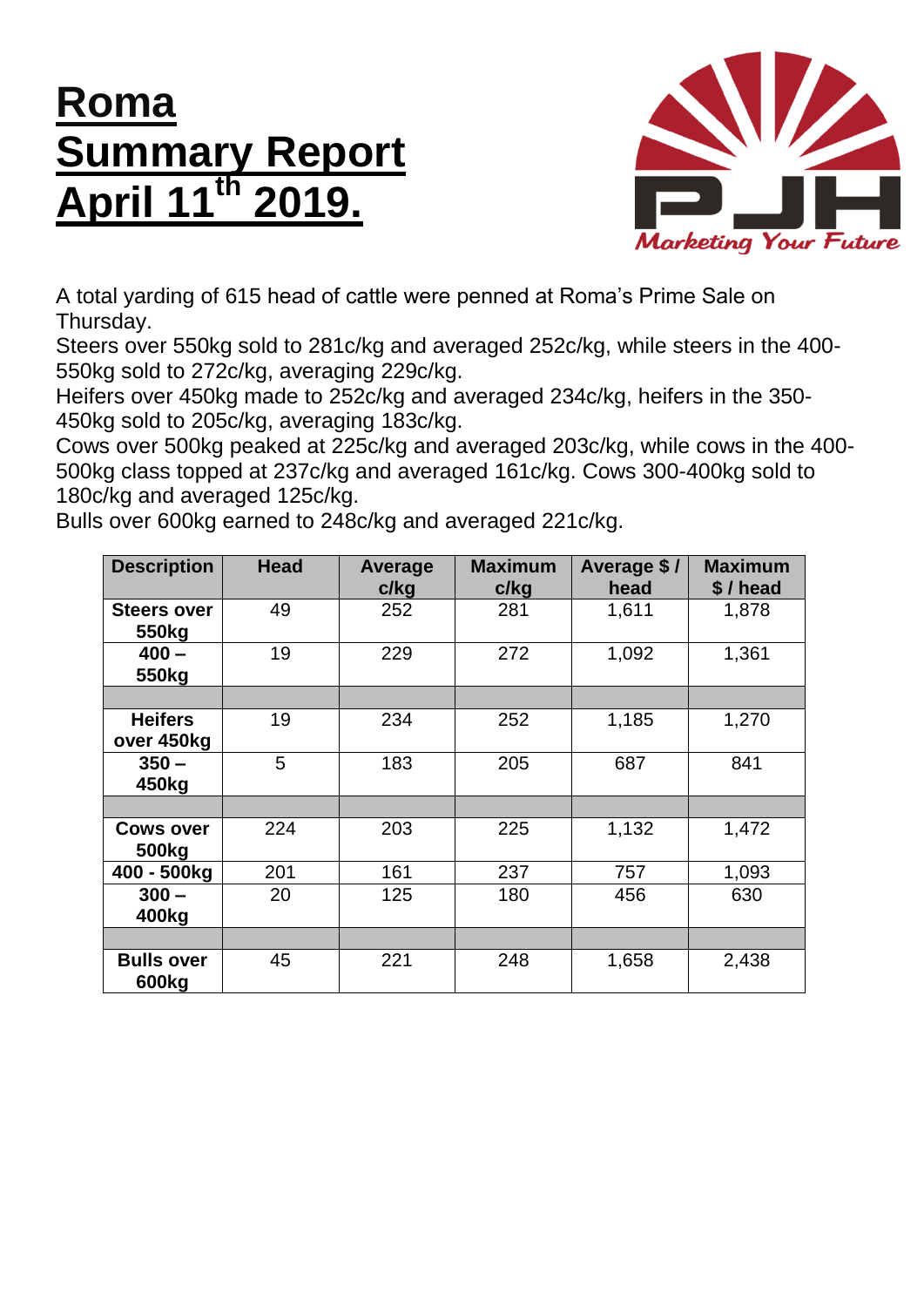# Roma Summary Report April 11th 2019.

PJH

*Marketing Your Future*

A total yarding of 615 head of cattle were penned at Roma's Prime Sale on Thursday.

Steers over 550kg sold to 281c/kg and averaged 252c/kg, while steers in the 400-550kg sold to 272c/kg, averaging 229c/kg.

Heifers over 450kg made to 252c/kg and averaged 234c/kg, heifers in the 350-450kg sold to 205c/kg, averaging 183c/kg.

Cows over 500kg peaked at 225c/kg and averaged 203c/kg, while cows in the 400-500kg class topped at 237c/kg and averaged 161c/kg. Cows 300-400kg sold to 180c/kg and averaged 125c/kg.

Bulls over 600kg earned to 248c/kg and averaged 221c/kg.

| Description | Head | Average c/kg | Maximum c/kg | Average $ / head | Maximum $ / head |
|---|---|---|---|---|---|
| **Steers over 550kg** | 49 | 252 | 281 | 1,611 | 1,878 |
| **400 – 550kg** | 19 | 229 | 272 | 1,092 | 1,361 |
| | | | | | |
| **Heifers over 450kg** | 19 | 234 | 252 | 1,185 | 1,270 |
| **350 – 450kg** | 5 | 183 | 205 | 687 | 841 |
| | | | | | |
| **Cows over 500kg** | 224 | 203 | 225 | 1,132 | 1,472 |
| **400 - 500kg** | 201 | 161 | 237 | 757 | 1,093 |
| **300 – 400kg** | 20 | 125 | 180 | 456 | 630 |
| | | | | | |
| **Bulls over 600kg** | 45 | 221 | 248 | 1,658 | 2,438 |